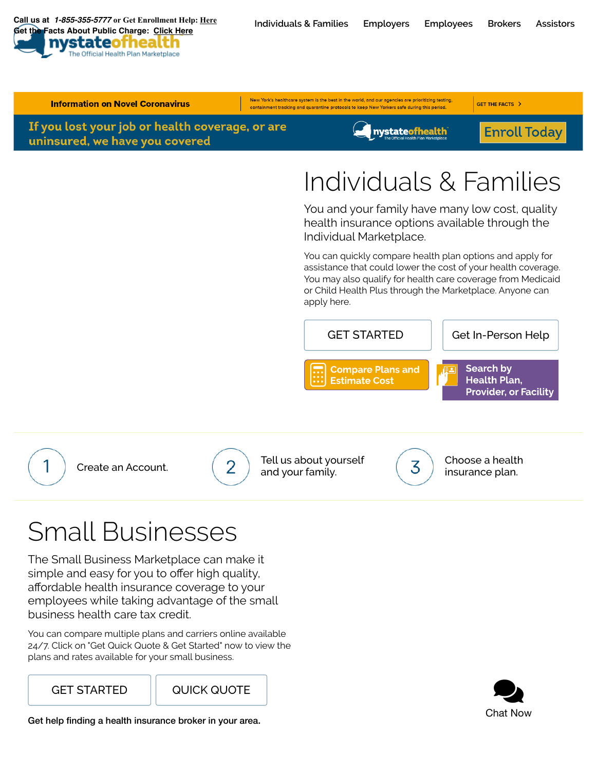Call us at *1-855-355-5777* or Get Enrollment Help: Here
Get the Facts About Public Charge: Click Here

nystateofhealth
The Official Health Plan Marketplace

Individuals & Families | Employers | Employees | Brokers | Assistors

**Information on Novel Coronavirus**

New York's healthcare system is the best in the world, and our agencies are prioritizing testing, containment tracking and quarantine protocols to keep New Yorkers safe during this period.

GET THE FACTS >

**If you lost your job or health coverage, or are uninsured, we have you covered**

nystateofhealth
The Official Health Plan Marketplace

Enroll Today

# Individuals & Families

You and your family have many low cost, quality health insurance options available through the Individual Marketplace.

You can quickly compare health plan options and apply for assistance that could lower the cost of your health coverage. You may also qualify for health care coverage from Medicaid or Child Health Plus through the Marketplace. Anyone can apply here.

GET STARTED | Get In-Person Help

Compare Plans and Estimate Cost | Search by Health Plan, Provider, or Facility

1. Create an Account.
2. Tell us about yourself and your family.
3. Choose a health insurance plan.

# Small Businesses

The Small Business Marketplace can make it simple and easy for you to offer high quality, affordable health insurance coverage to your employees while taking advantage of the small business health care tax credit.

You can compare multiple plans and carriers online available 24/7. Click on "Get Quick Quote & Get Started" now to view the plans and rates available for your small business.

GET STARTED | QUICK QUOTE

**Get help finding a health insurance broker in your area.**

Chat Now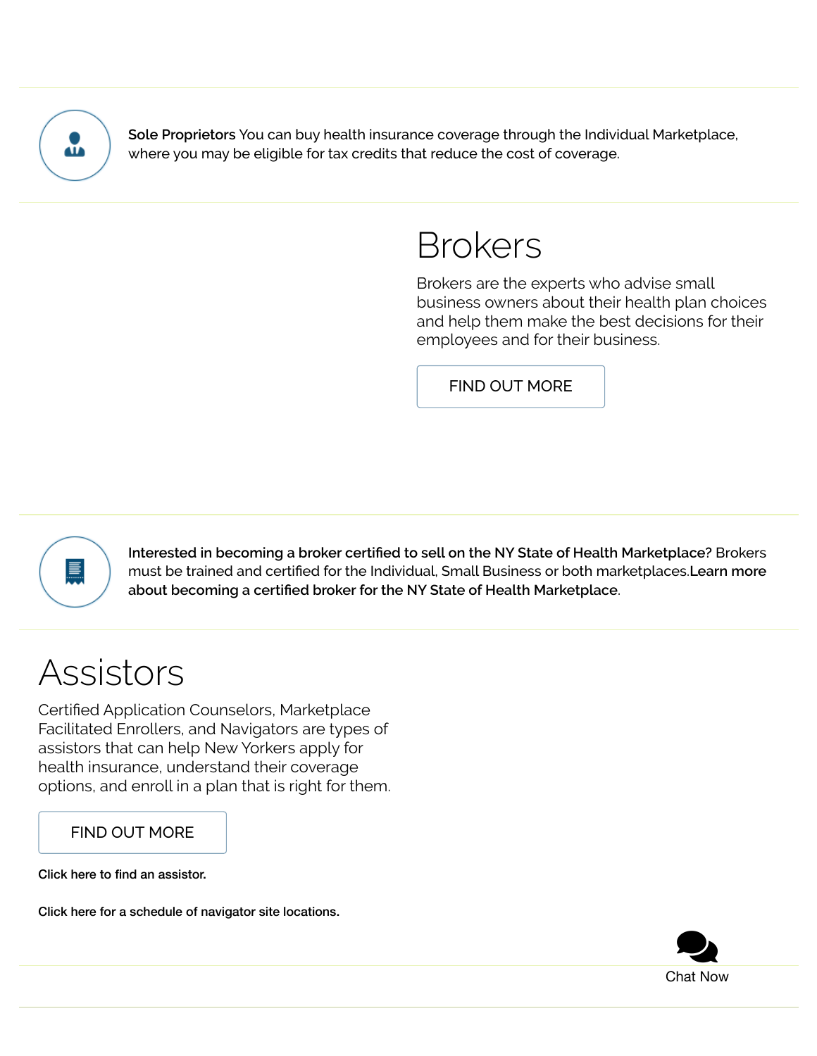**Sole Proprietors** You can buy health insurance coverage through the Individual Marketplace, where you may be eligible for tax credits that reduce the cost of coverage.

# Brokers

Brokers are the experts who advise small business owners about their health plan choices and help them make the best decisions for their employees and for their business.

FIND OUT MORE

**Interested in becoming a broker certified to sell on the NY State of Health Marketplace?** Brokers must be trained and certified for the Individual, Small Business or both marketplaces.**Learn more about becoming a certified broker for the NY State of Health Marketplace**.

# Assistors

Certified Application Counselors, Marketplace Facilitated Enrollers, and Navigators are types of assistors that can help New Yorkers apply for health insurance, understand their coverage options, and enroll in a plan that is right for them.

FIND OUT MORE

**Click here to find an assistor.**

**Click here for a schedule of navigator site locations.**

Chat Now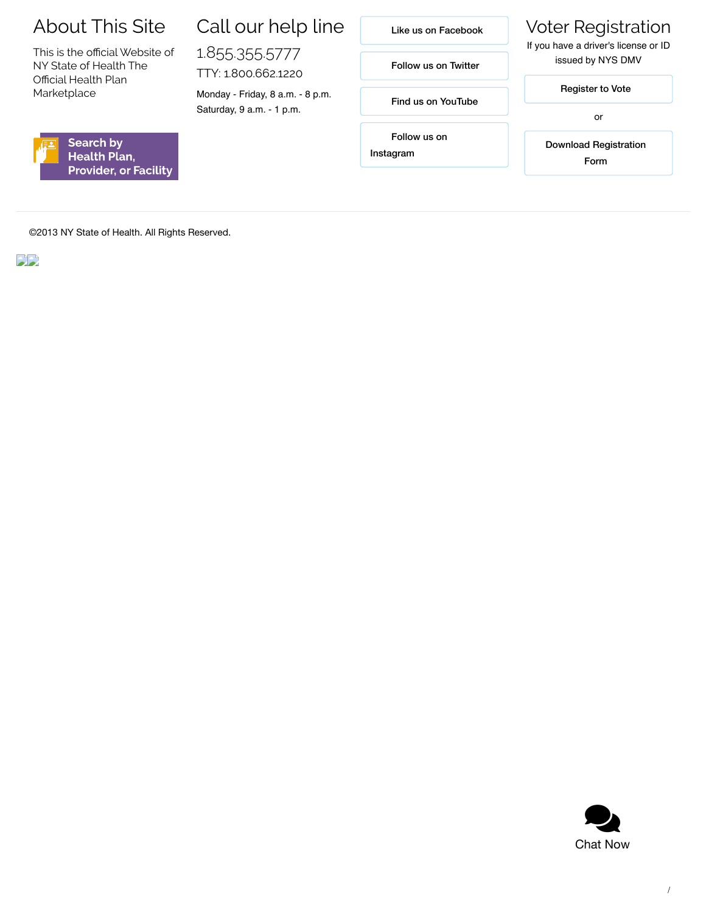## About This Site

This is the official Website of NY State of Health The Official Health Plan Marketplace

Search by Health Plan, Provider, or Facility

## Call our help line

1.855.355.5777

TTY: 1.800.662.1220

Monday - Friday, 8 a.m. - 8 p.m.
Saturday, 9 a.m. - 1 p.m.

Like us on Facebook

Follow us on Twitter

Find us on YouTube

Follow us on Instagram

## Voter Registration

If you have a driver's license or ID issued by NYS DMV

Register to Vote

or

Download Registration Form

©2013 NY State of Health. All Rights Reserved.

Chat Now